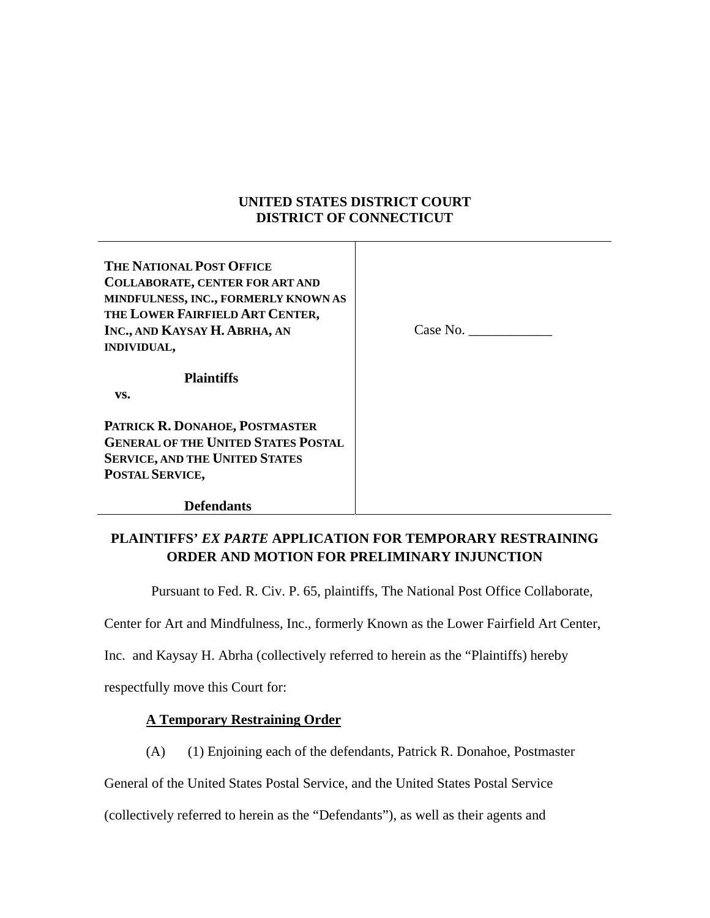**UNITED STATES DISTRICT COURT**
**DISTRICT OF CONNECTICUT**

| | |
|---|---|
| **THE NATIONAL POST OFFICE COLLABORATE, CENTER FOR ART AND MINDFULNESS, INC., FORMERLY KNOWN AS THE LOWER FAIRFIELD ART CENTER, INC., AND KAYSAY H. ABRHA, AN INDIVIDUAL,**<br><br>**Plaintiffs**<br>**vs.**<br><br>**PATRICK R. DONAHOE, POSTMASTER GENERAL OF THE UNITED STATES POSTAL SERVICE, AND THE UNITED STATES POSTAL SERVICE,**<br><br>**Defendants** | Case No. ____________ |

**PLAINTIFFS' *EX PARTE* APPLICATION FOR TEMPORARY RESTRAINING ORDER AND MOTION FOR PRELIMINARY INJUNCTION**

Pursuant to Fed. R. Civ. P. 65, plaintiffs, The National Post Office Collaborate, Center for Art and Mindfulness, Inc., formerly Known as the Lower Fairfield Art Center, Inc. and Kaysay H. Abrha (collectively referred to herein as the "Plaintiffs) hereby respectfully move this Court for:

**A Temporary Restraining Order**

(A) (1) Enjoining each of the defendants, Patrick R. Donahoe, Postmaster General of the United States Postal Service, and the United States Postal Service (collectively referred to herein as the "Defendants"), as well as their agents and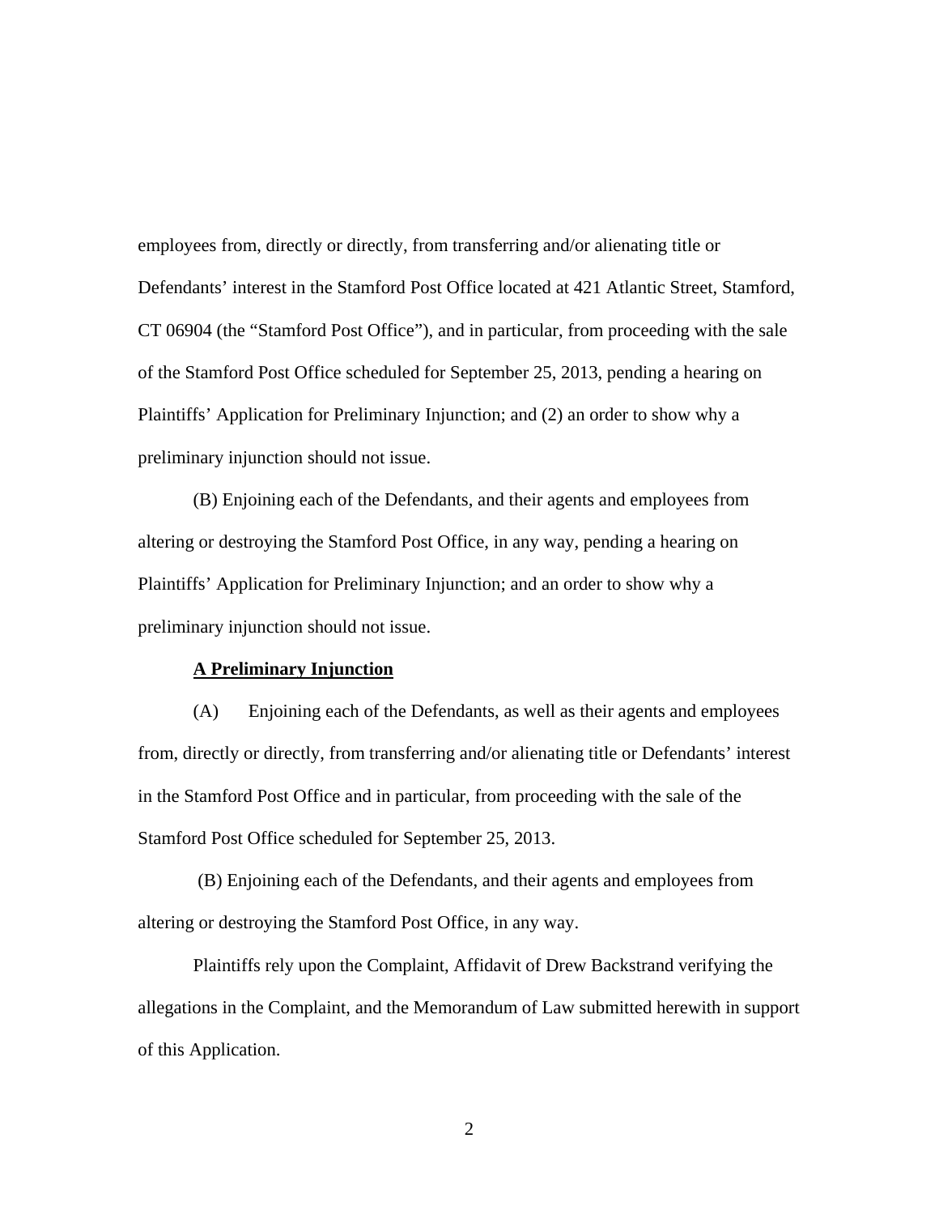employees from, directly or directly, from transferring and/or alienating title or Defendants' interest in the Stamford Post Office located at 421 Atlantic Street, Stamford, CT 06904 (the "Stamford Post Office"), and in particular, from proceeding with the sale of the Stamford Post Office scheduled for September 25, 2013, pending a hearing on Plaintiffs' Application for Preliminary Injunction; and (2) an order to show why a preliminary injunction should not issue.

(B) Enjoining each of the Defendants, and their agents and employees from altering or destroying the Stamford Post Office, in any way, pending a hearing on Plaintiffs' Application for Preliminary Injunction; and an order to show why a preliminary injunction should not issue.

**A Preliminary Injunction**

(A) Enjoining each of the Defendants, as well as their agents and employees from, directly or directly, from transferring and/or alienating title or Defendants' interest in the Stamford Post Office and in particular, from proceeding with the sale of the Stamford Post Office scheduled for September 25, 2013.

(B) Enjoining each of the Defendants, and their agents and employees from altering or destroying the Stamford Post Office, in any way.

Plaintiffs rely upon the Complaint, Affidavit of Drew Backstrand verifying the allegations in the Complaint, and the Memorandum of Law submitted herewith in support of this Application.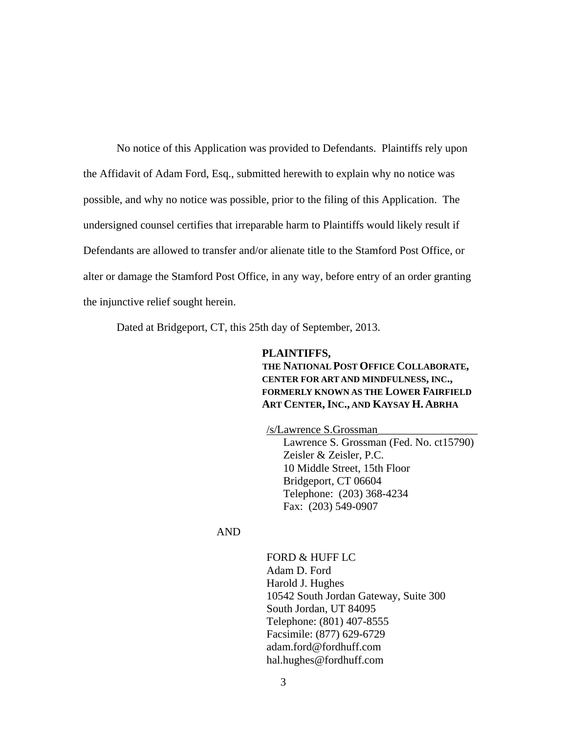No notice of this Application was provided to Defendants. Plaintiffs rely upon the Affidavit of Adam Ford, Esq., submitted herewith to explain why no notice was possible, and why no notice was possible, prior to the filing of this Application. The undersigned counsel certifies that irreparable harm to Plaintiffs would likely result if Defendants are allowed to transfer and/or alienate title to the Stamford Post Office, or alter or damage the Stamford Post Office, in any way, before entry of an order granting the injunctive relief sought herein.

Dated at Bridgeport, CT, this 25th day of September, 2013.

**PLAINTIFFS,**
**THE NATIONAL POST OFFICE COLLABORATE, CENTER FOR ART AND MINDFULNESS, INC., FORMERLY KNOWN AS THE LOWER FAIRFIELD ART CENTER, INC., AND KAYSAY H. ABRHA**

/s/Lawrence S.Grossman___________________
Lawrence S. Grossman (Fed. No. ct15790)
Zeisler & Zeisler, P.C.
10 Middle Street, 15th Floor
Bridgeport, CT 06604
Telephone: (203) 368-4234
Fax: (203) 549-0907

AND

FORD & HUFF LC
Adam D. Ford
Harold J. Hughes
10542 South Jordan Gateway, Suite 300
South Jordan, UT 84095
Telephone: (801) 407-8555
Facsimile: (877) 629-6729
adam.ford@fordhuff.com
hal.hughes@fordhuff.com